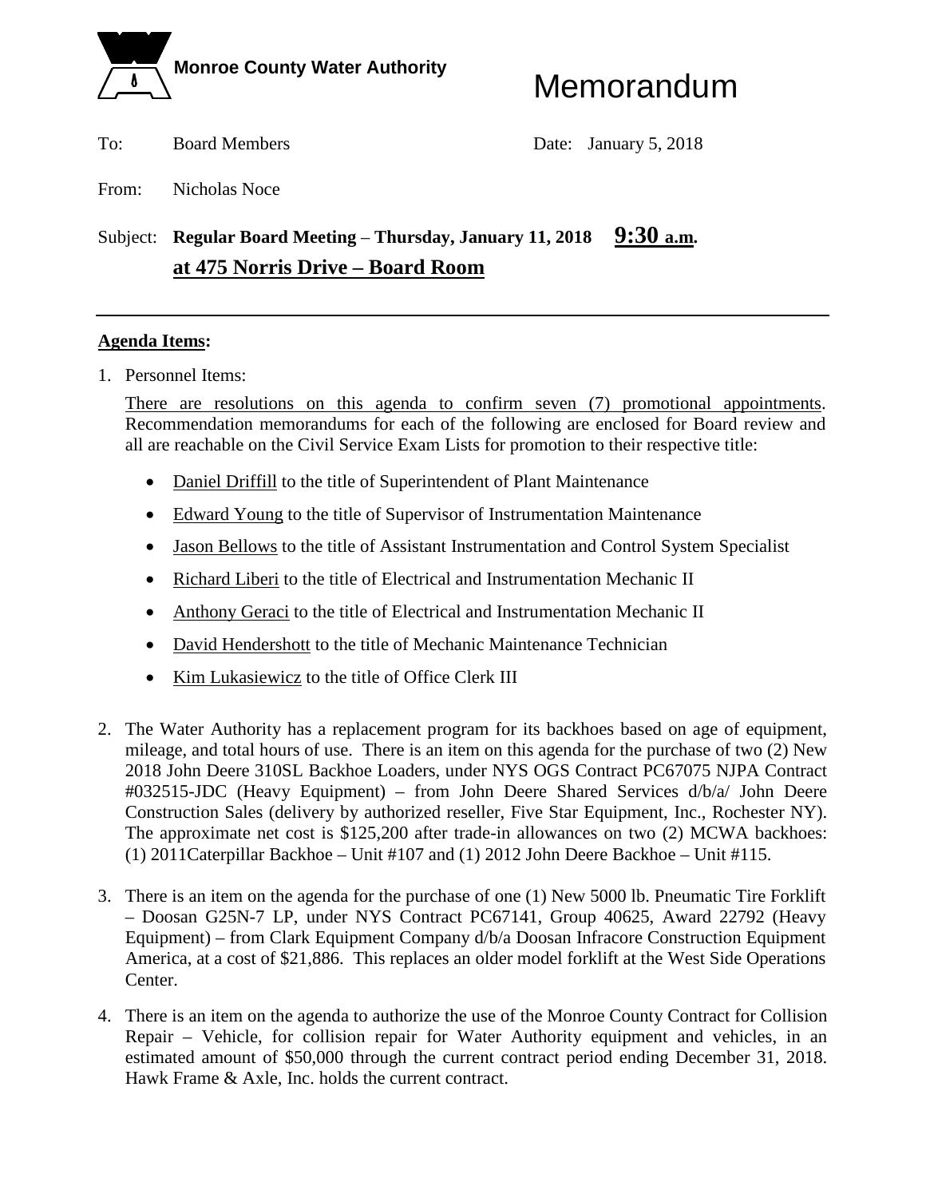**Monroe County Water Authority**

# Memorandum

To: Board Members

Date: January 5, 2018

From: Nicholas Noce

Subject: **Regular Board Meeting – Thursday, January 11, 2018 9:30 a.m. at 475 Norris Drive – Board Room**

---

**Agenda Items:**

1. Personnel Items:

   There are resolutions on this agenda to confirm seven (7) promotional appointments. Recommendation memorandums for each of the following are enclosed for Board review and all are reachable on the Civil Service Exam Lists for promotion to their respective title:

   - Daniel Driffill to the title of Superintendent of Plant Maintenance
   - Edward Young to the title of Supervisor of Instrumentation Maintenance
   - Jason Bellows to the title of Assistant Instrumentation and Control System Specialist
   - Richard Liberi to the title of Electrical and Instrumentation Mechanic II
   - Anthony Geraci to the title of Electrical and Instrumentation Mechanic II
   - David Hendershott to the title of Mechanic Maintenance Technician
   - Kim Lukasiewicz to the title of Office Clerk III

2. The Water Authority has a replacement program for its backhoes based on age of equipment, mileage, and total hours of use. There is an item on this agenda for the purchase of two (2) New 2018 John Deere 310SL Backhoe Loaders, under NYS OGS Contract PC67075 NJPA Contract #032515-JDC (Heavy Equipment) – from John Deere Shared Services d/b/a/ John Deere Construction Sales (delivery by authorized reseller, Five Star Equipment, Inc., Rochester NY). The approximate net cost is $125,200 after trade-in allowances on two (2) MCWA backhoes: (1) 2011Caterpillar Backhoe – Unit #107 and (1) 2012 John Deere Backhoe – Unit #115.

3. There is an item on the agenda for the purchase of one (1) New 5000 lb. Pneumatic Tire Forklift – Doosan G25N-7 LP, under NYS Contract PC67141, Group 40625, Award 22792 (Heavy Equipment) – from Clark Equipment Company d/b/a Doosan Infracore Construction Equipment America, at a cost of $21,886. This replaces an older model forklift at the West Side Operations Center.

4. There is an item on the agenda to authorize the use of the Monroe County Contract for Collision Repair – Vehicle, for collision repair for Water Authority equipment and vehicles, in an estimated amount of $50,000 through the current contract period ending December 31, 2018. Hawk Frame & Axle, Inc. holds the current contract.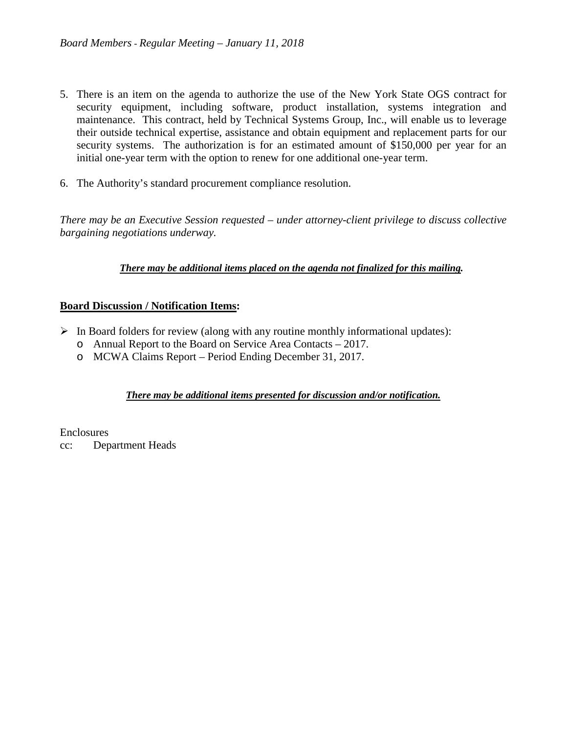5. There is an item on the agenda to authorize the use of the New York State OGS contract for security equipment, including software, product installation, systems integration and maintenance. This contract, held by Technical Systems Group, Inc., will enable us to leverage their outside technical expertise, assistance and obtain equipment and replacement parts for our security systems. The authorization is for an estimated amount of $150,000 per year for an initial one-year term with the option to renew for one additional one-year term.

6. The Authority's standard procurement compliance resolution.

*There may be an Executive Session requested – under attorney-client privilege to discuss collective bargaining negotiations underway.*

***There may be additional items placed on the agenda not finalized for this mailing.***

**Board Discussion / Notification Items:**

- In Board folders for review (along with any routine monthly informational updates):
  - Annual Report to the Board on Service Area Contacts – 2017.
  - MCWA Claims Report – Period Ending December 31, 2017.

***There may be additional items presented for discussion and/or notification.***

Enclosures
cc: Department Heads